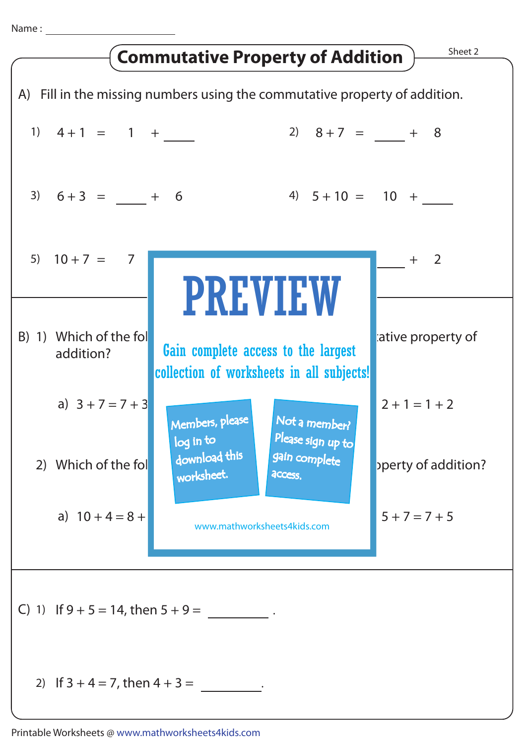Name : ____________________

# Commutative Property of Addition

Sheet 2

A) Fill in the missing numbers using the commutative property of addition.

1) $4 + 1 = 1 + \_\_\_\_$

2) $8 + 7 = \_\_\_\_ + 8$

3) $6 + 3 = \_\_\_\_ + 6$

4) $5 + 10 = 10 + \_\_\_\_$

5) $10 + 7 = 7$

$\_\_\_\_ + 2$

PREVIEW

Gain complete access to the largest collection of worksheets in all subjects!

Members, please log in to download this worksheet.

Not a member? Please sign up to gain complete access.

www.mathworksheets4kids.com

B) 1) Which of the fol ... ative property of addition?

a) $3 + 7 = 7 + 3$ ... $2 + 1 = 1 + 2$

2) Which of the fol ... operty of addition?

a) $10 + 4 = 8 +$ ... $5 + 7 = 7 + 5$

C) 1) If $9 + 5 = 14$, then $5 + 9 =$ __________ .

2) If $3 + 4 = 7$, then $4 + 3 =$ __________.

Printable Worksheets @ www.mathworksheets4kids.com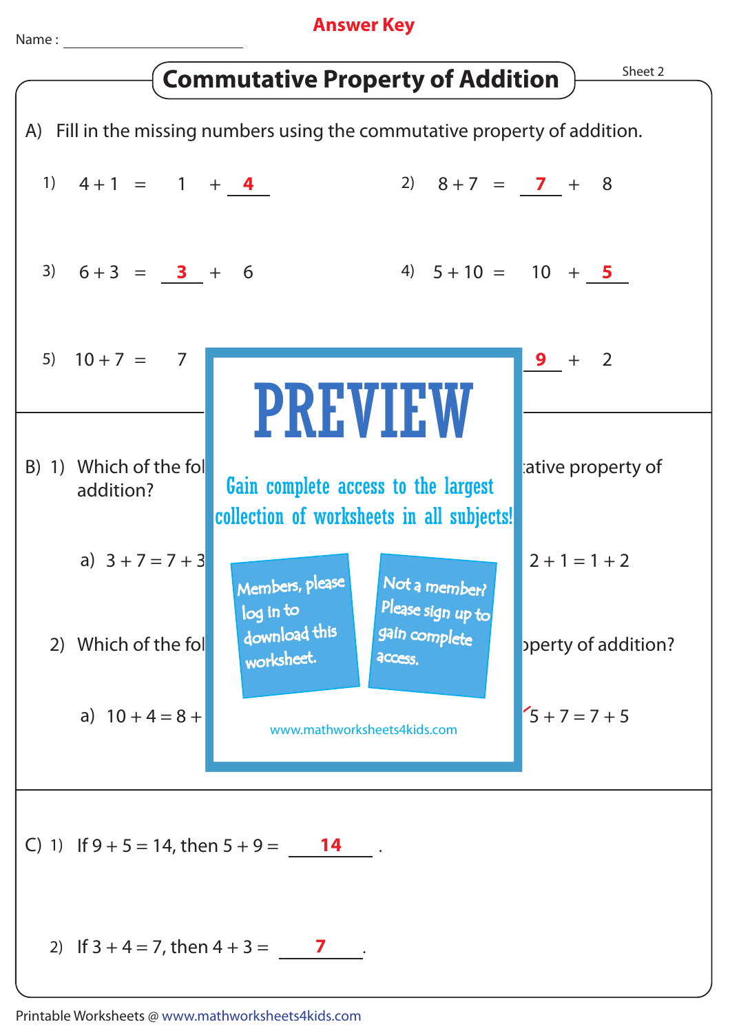**Answer Key**

Name : ____________________

# Commutative Property of Addition

Sheet 2

A) Fill in the missing numbers using the commutative property of addition.

1) $4 + 1 = 1 + \underline{4}$

2) $8 + 7 = \underline{7} + 8$

3) $6 + 3 = \underline{3} + 6$

4) $5 + 10 = 10 + \underline{5}$

5) $10 + 7 = 7$

$\underline{9} + 2$

PREVIEW

Gain complete access to the largest collection of worksheets in all subjects!

Members, please log in to download this worksheet.

Not a member? Please sign up to gain complete access.

www.mathworksheets4kids.com

B) 1) Which of the fol ... ative property of addition?

a) $3 + 7 = 7 + 3$ ... $2 + 1 = 1 + 2$

2) Which of the fol ... operty of addition?

a) $10 + 4 = 8 +$ ... $5 + 7 = 7 + 5$

C) 1) If $9 + 5 = 14$, then $5 + 9 = \underline{14}$ .

2) If $3 + 4 = 7$, then $4 + 3 = \underline{7}$ .

Printable Worksheets @ www.mathworksheets4kids.com